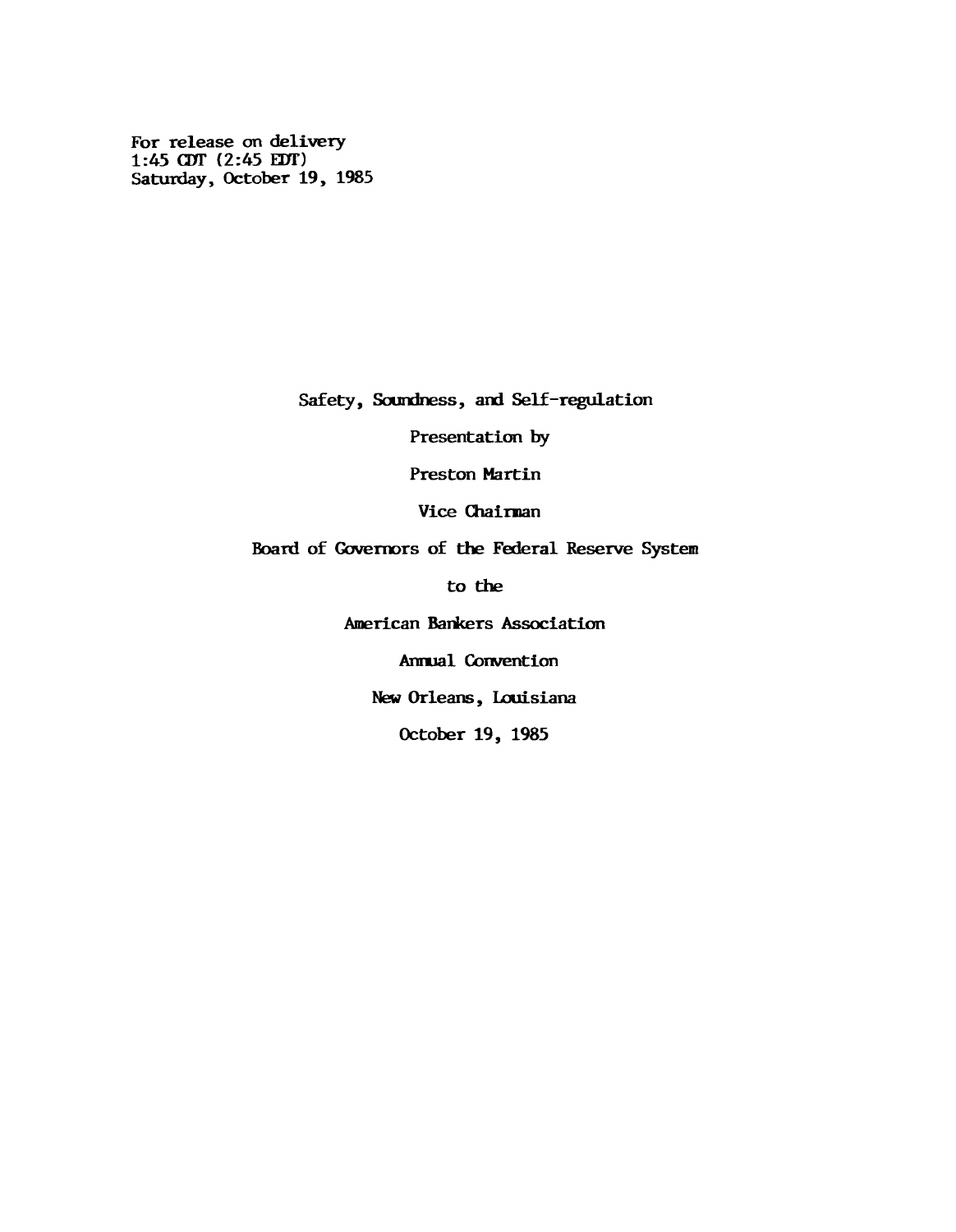For release on delivery
1:45 CDT (2:45 EDT)
Saturday, October 19, 1985

# Safety, Soundness, and Self-regulation

Presentation by

Preston Martin

Vice Chairman

Board of Governors of the Federal Reserve System

to the

American Bankers Association

Annual Convention

New Orleans, Louisiana

October 19, 1985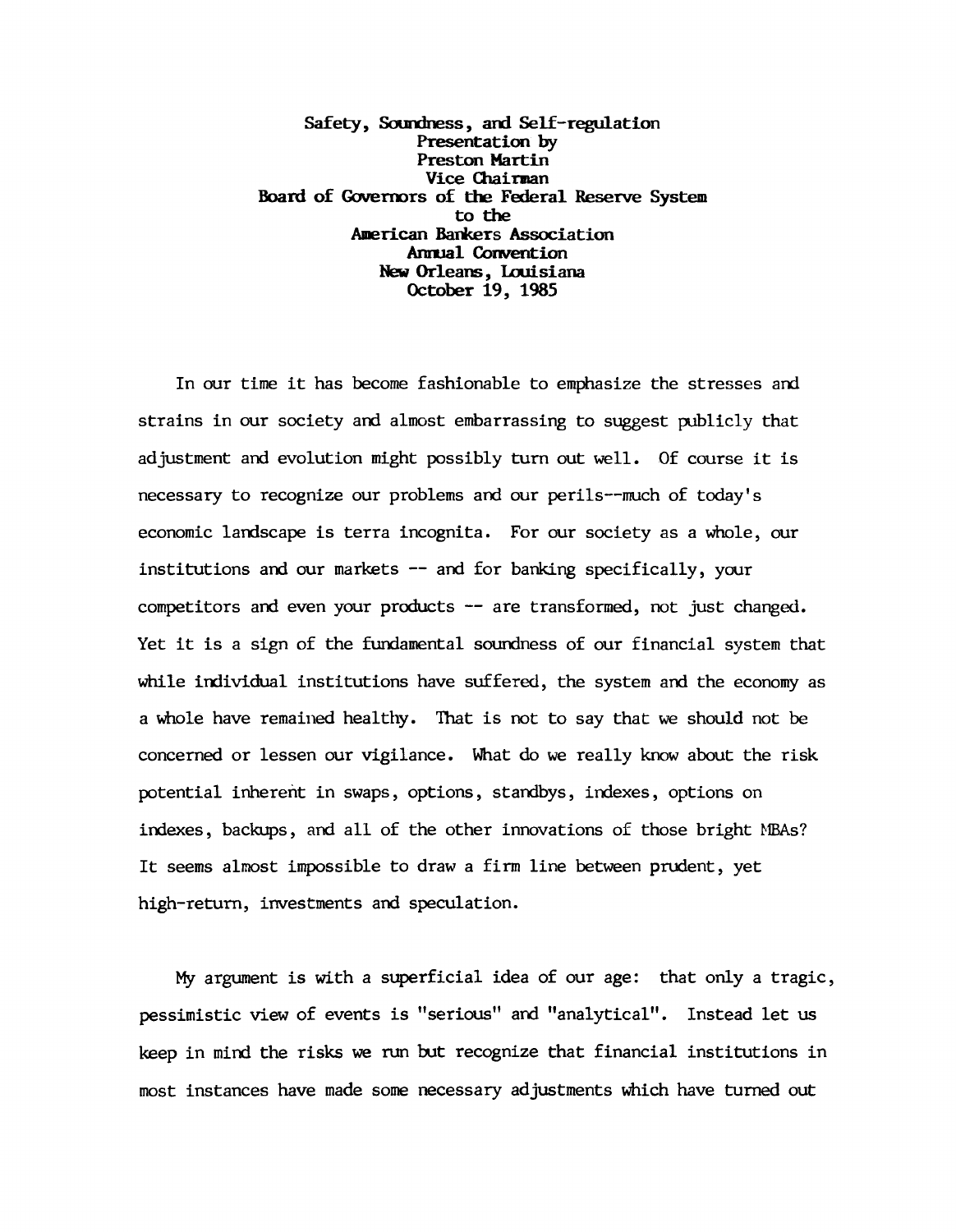**Safety, Soundness, and Self-regulation**
**Presentation by**
**Preston Martin**
**Vice Chairman**
**Board of Governors of the Federal Reserve System**
**to the**
**American Bankers Association**
**Annual Convention**
**New Orleans, Louisiana**
**October 19, 1985**

In our time it has become fashionable to emphasize the stresses and strains in our society and almost embarrassing to suggest publicly that adjustment and evolution might possibly turn out well. Of course it is necessary to recognize our problems and our perils--much of today's economic landscape is terra incognita. For our society as a whole, our institutions and our markets -- and for banking specifically, your competitors and even your products -- are transformed, not just changed. Yet it is a sign of the fundamental soundness of our financial system that while individual institutions have suffered, the system and the economy as a whole have remained healthy. That is not to say that we should not be concerned or lessen our vigilance. What do we really know about the risk potential inherent in swaps, options, standbys, indexes, options on indexes, backups, and all of the other innovations of those bright MBAs? It seems almost impossible to draw a firm line between prudent, yet high-return, investments and speculation.

My argument is with a superficial idea of our age: that only a tragic, pessimistic view of events is "serious" and "analytical". Instead let us keep in mind the risks we run but recognize that financial institutions in most instances have made some necessary adjustments which have turned out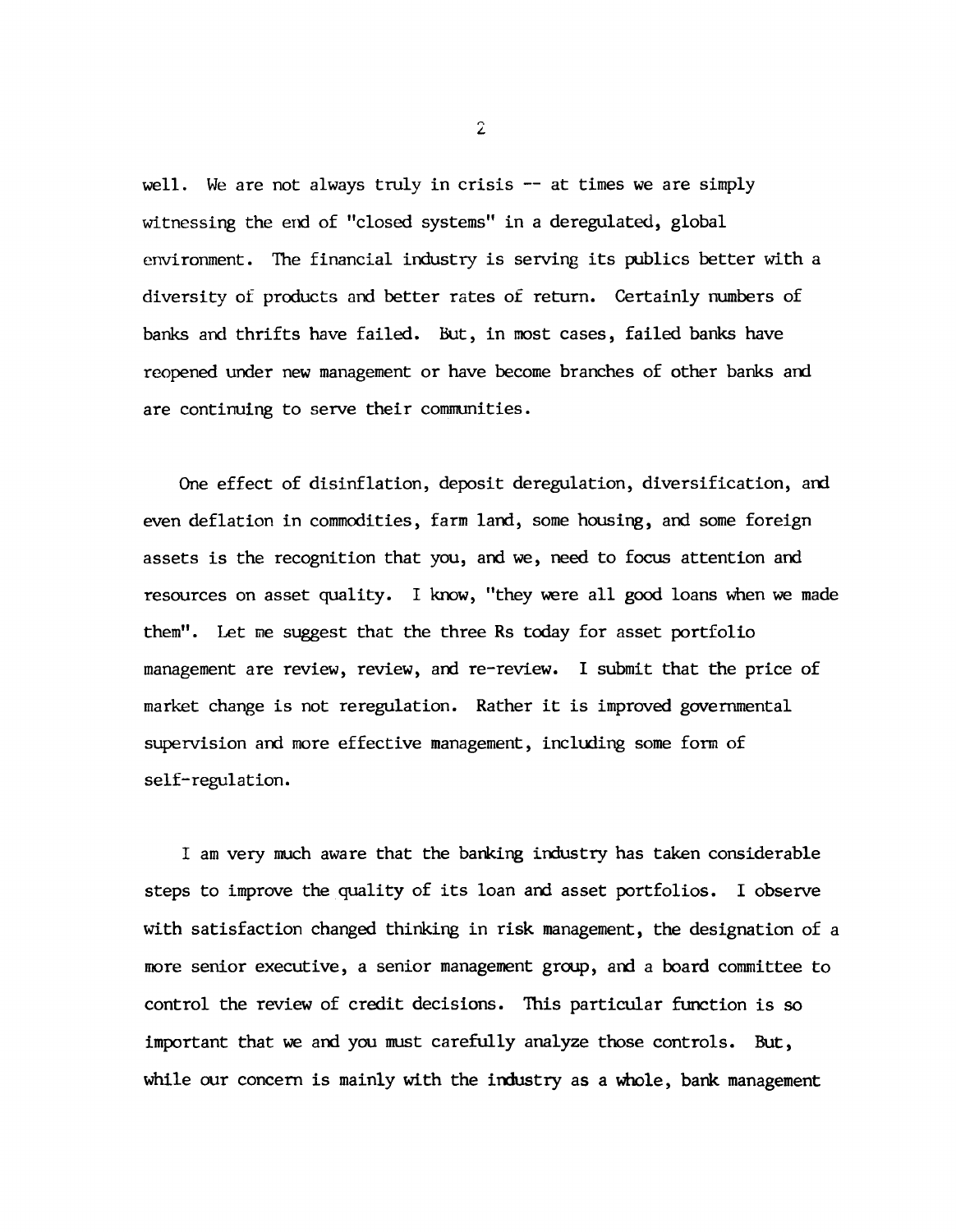well. We are not always truly in crisis -- at times we are simply witnessing the end of "closed systems" in a deregulated, global environment. The financial industry is serving its publics better with a diversity of products and better rates of return. Certainly numbers of banks and thrifts have failed. But, in most cases, failed banks have reopened under new management or have become branches of other banks and are continuing to serve their communities.

One effect of disinflation, deposit deregulation, diversification, and even deflation in commodities, farm land, some housing, and some foreign assets is the recognition that you, and we, need to focus attention and resources on asset quality. I know, "they were all good loans when we made them". Let me suggest that the three Rs today for asset portfolio management are review, review, and re-review. I submit that the price of market change is not reregulation. Rather it is improved governmental supervision and more effective management, including some form of self-regulation.

I am very much aware that the banking industry has taken considerable steps to improve the quality of its loan and asset portfolios. I observe with satisfaction changed thinking in risk management, the designation of a more senior executive, a senior management group, and a board committee to control the review of credit decisions. This particular function is so important that we and you must carefully analyze those controls. But, while our concern is mainly with the industry as a whole, bank management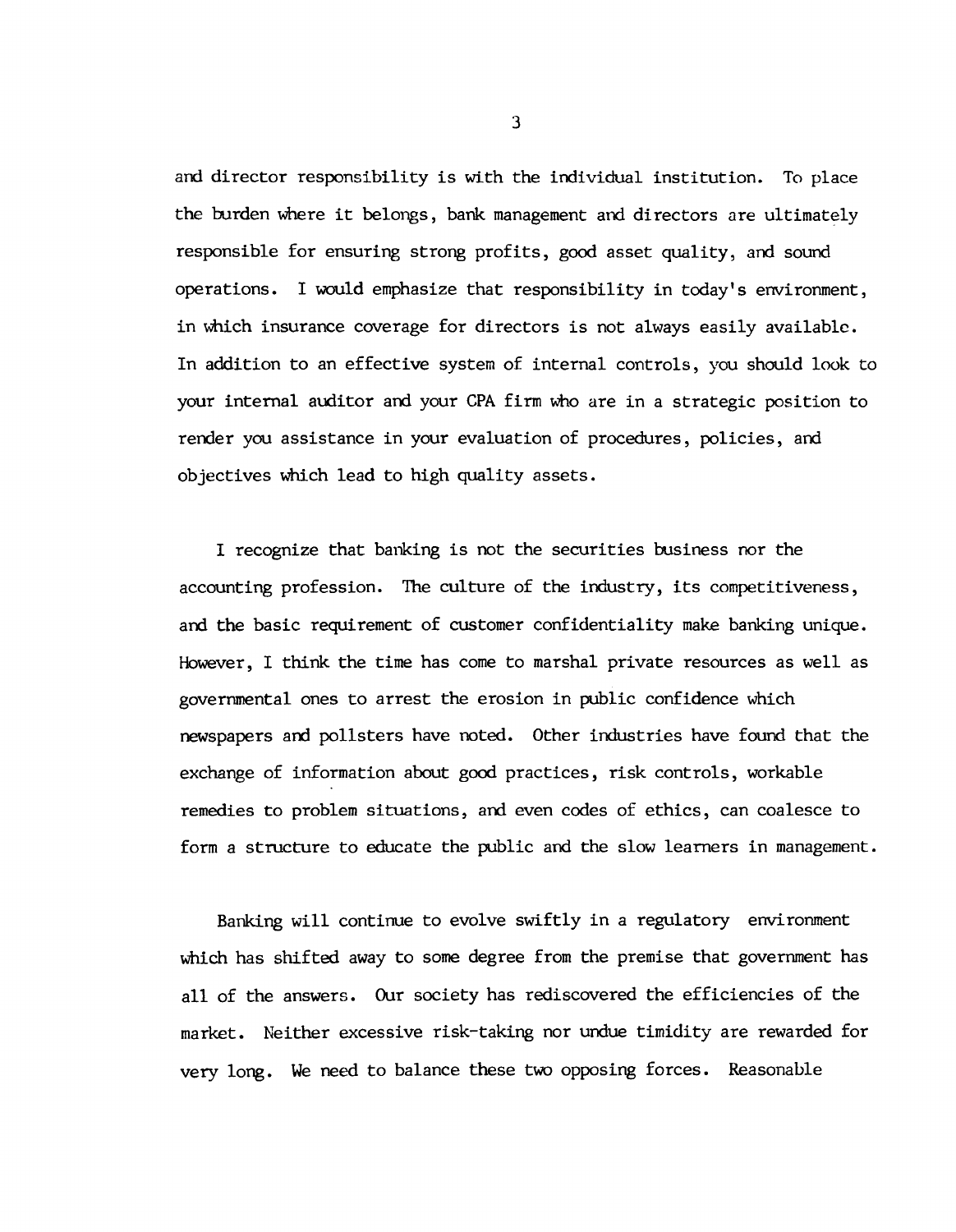and director responsibility is with the individual institution. To place the burden where it belongs, bank management and directors are ultimately responsible for ensuring strong profits, good asset quality, and sound operations. I would emphasize that responsibility in today's environment, in which insurance coverage for directors is not always easily available. In addition to an effective system of internal controls, you should look to your internal auditor and your CPA firm who are in a strategic position to render you assistance in your evaluation of procedures, policies, and objectives which lead to high quality assets.

I recognize that banking is not the securities business nor the accounting profession. The culture of the industry, its competitiveness, and the basic requirement of customer confidentiality make banking unique. However, I think the time has come to marshal private resources as well as governmental ones to arrest the erosion in public confidence which newspapers and pollsters have noted. Other industries have found that the exchange of information about good practices, risk controls, workable remedies to problem situations, and even codes of ethics, can coalesce to form a structure to educate the public and the slow learners in management.

Banking will continue to evolve swiftly in a regulatory environment which has shifted away to some degree from the premise that government has all of the answers. Our society has rediscovered the efficiencies of the market. Neither excessive risk-taking nor undue timidity are rewarded for very long. We need to balance these two opposing forces. Reasonable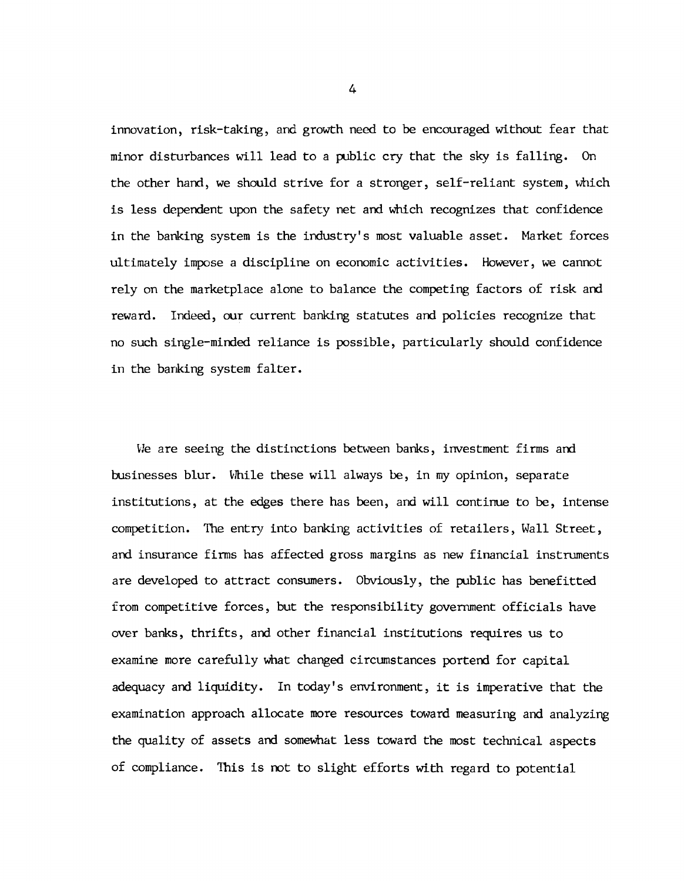innovation, risk-taking, and growth need to be encouraged without fear that minor disturbances will lead to a public cry that the sky is falling. On the other hand, we should strive for a stronger, self-reliant system, which is less dependent upon the safety net and which recognizes that confidence in the banking system is the industry's most valuable asset. Market forces ultimately impose a discipline on economic activities. However, we cannot rely on the marketplace alone to balance the competing factors of risk and reward. Indeed, our current banking statutes and policies recognize that no such single-minded reliance is possible, particularly should confidence in the banking system falter.

We are seeing the distinctions between banks, investment firms and businesses blur. While these will always be, in my opinion, separate institutions, at the edges there has been, and will continue to be, intense competition. The entry into banking activities of retailers, Wall Street, and insurance firms has affected gross margins as new financial instruments are developed to attract consumers. Obviously, the public has benefitted from competitive forces, but the responsibility government officials have over banks, thrifts, and other financial institutions requires us to examine more carefully what changed circumstances portend for capital adequacy and liquidity. In today's environment, it is imperative that the examination approach allocate more resources toward measuring and analyzing the quality of assets and somewhat less toward the most technical aspects of compliance. This is not to slight efforts with regard to potential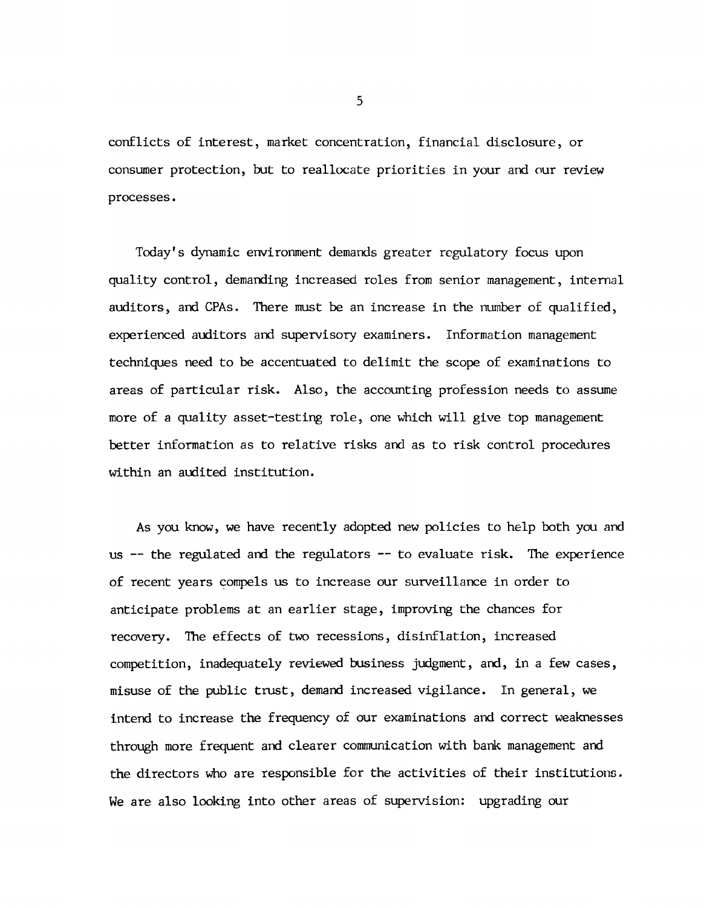conflicts of interest, market concentration, financial disclosure, or consumer protection, but to reallocate priorities in your and our review processes.

Today's dynamic environment demands greater regulatory focus upon quality control, demanding increased roles from senior management, internal auditors, and CPAs. There must be an increase in the number of qualified, experienced auditors and supervisory examiners. Information management techniques need to be accentuated to delimit the scope of examinations to areas of particular risk. Also, the accounting profession needs to assume more of a quality asset-testing role, one which will give top management better information as to relative risks and as to risk control procedures within an audited institution.

As you know, we have recently adopted new policies to help both you and us -- the regulated and the regulators -- to evaluate risk. The experience of recent years compels us to increase our surveillance in order to anticipate problems at an earlier stage, improving the chances for recovery. The effects of two recessions, disinflation, increased competition, inadequately reviewed business judgment, and, in a few cases, misuse of the public trust, demand increased vigilance. In general, we intend to increase the frequency of our examinations and correct weaknesses through more frequent and clearer communication with bank management and the directors who are responsible for the activities of their institutions. We are also looking into other areas of supervision: upgrading our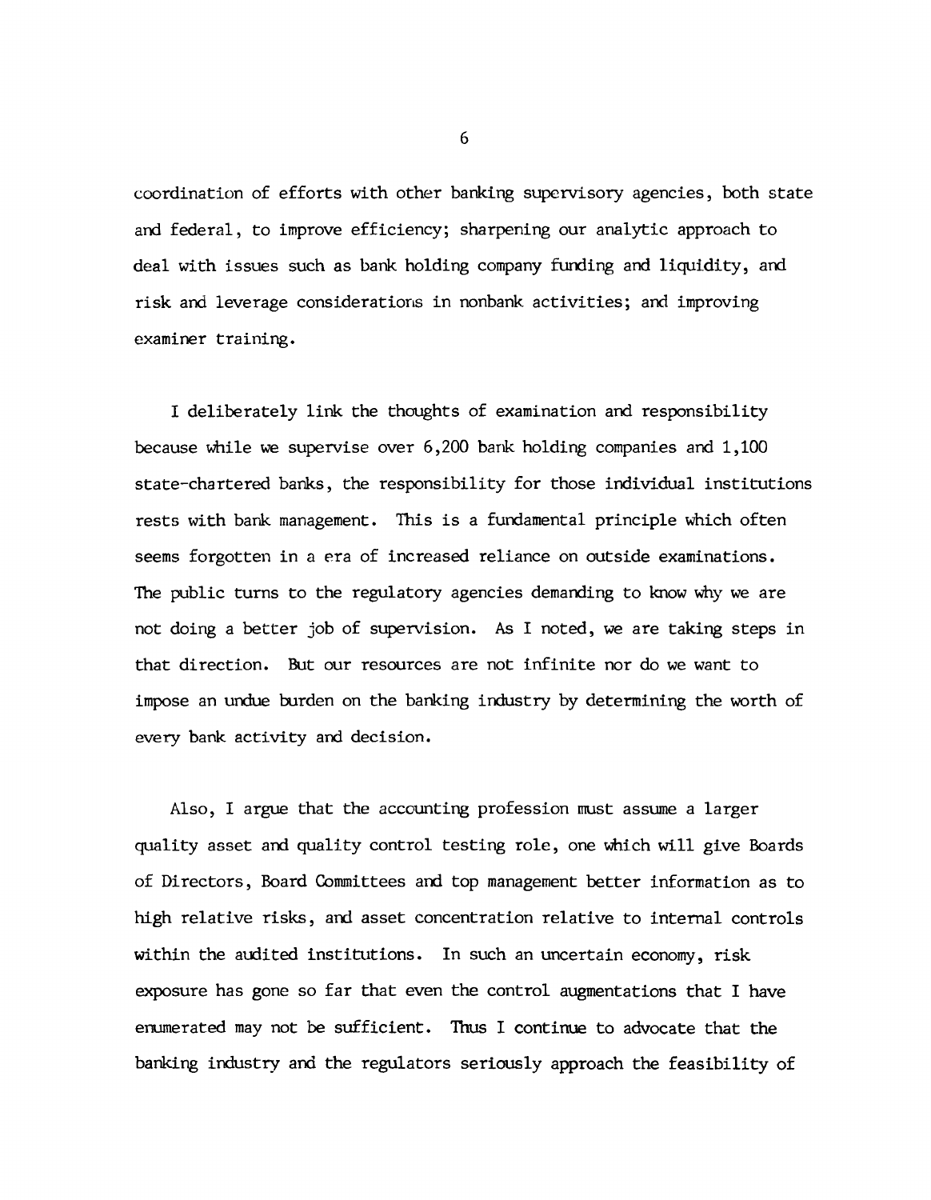coordination of efforts with other banking supervisory agencies, both state and federal, to improve efficiency; sharpening our analytic approach to deal with issues such as bank holding company funding and liquidity, and risk and leverage considerations in nonbank activities; and improving examiner training.

I deliberately link the thoughts of examination and responsibility because while we supervise over 6,200 bank holding companies and 1,100 state-chartered banks, the responsibility for those individual institutions rests with bank management. This is a fundamental principle which often seems forgotten in a era of increased reliance on outside examinations. The public turns to the regulatory agencies demanding to know why we are not doing a better job of supervision. As I noted, we are taking steps in that direction. But our resources are not infinite nor do we want to impose an undue burden on the banking industry by determining the worth of every bank activity and decision.

Also, I argue that the accounting profession must assume a larger quality asset and quality control testing role, one which will give Boards of Directors, Board Committees and top management better information as to high relative risks, and asset concentration relative to internal controls within the audited institutions. In such an uncertain economy, risk exposure has gone so far that even the control augmentations that I have enumerated may not be sufficient. Thus I continue to advocate that the banking industry and the regulators seriously approach the feasibility of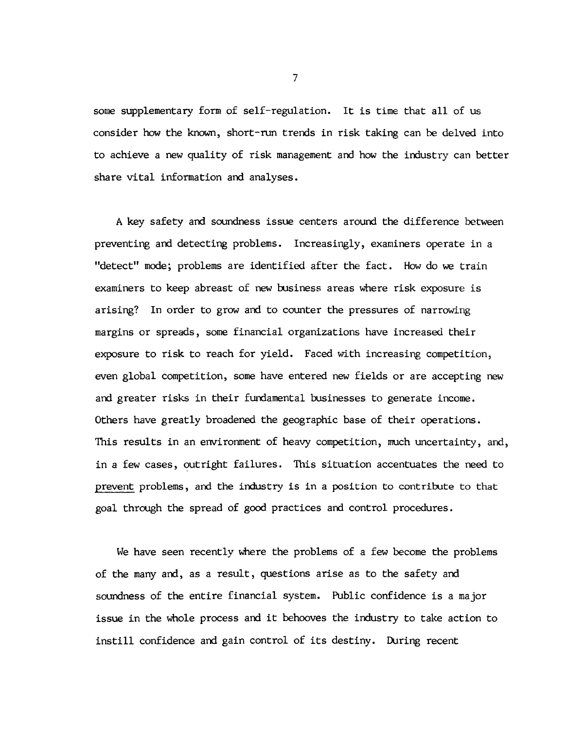some supplementary form of self-regulation. It is time that all of us consider how the known, short-run trends in risk taking can be delved into to achieve a new quality of risk management and how the industry can better share vital information and analyses.

A key safety and soundness issue centers around the difference between preventing and detecting problems. Increasingly, examiners operate in a "detect" mode; problems are identified after the fact. How do we train examiners to keep abreast of new business areas where risk exposure is arising? In order to grow and to counter the pressures of narrowing margins or spreads, some financial organizations have increased their exposure to risk to reach for yield. Faced with increasing competition, even global competition, some have entered new fields or are accepting new and greater risks in their fundamental businesses to generate income. Others have greatly broadened the geographic base of their operations. This results in an environment of heavy competition, much uncertainty, and, in a few cases, outright failures. This situation accentuates the need to <u>prevent</u> problems, and the industry is in a position to contribute to that goal through the spread of good practices and control procedures.

We have seen recently where the problems of a few become the problems of the many and, as a result, questions arise as to the safety and soundness of the entire financial system. Public confidence is a major issue in the whole process and it behooves the industry to take action to instill confidence and gain control of its destiny. During recent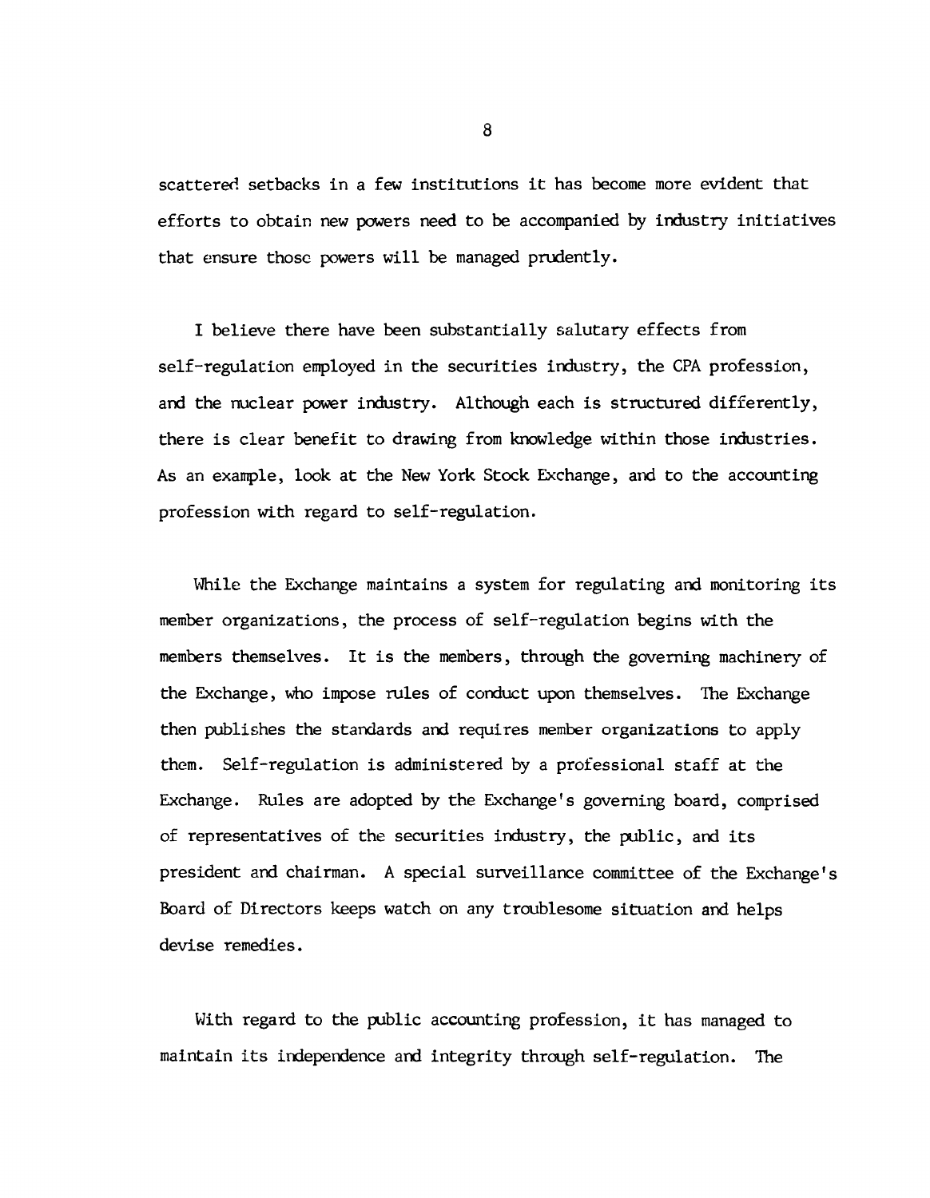scattered setbacks in a few institutions it has become more evident that efforts to obtain new powers need to be accompanied by industry initiatives that ensure those powers will be managed prudently.

I believe there have been substantially salutary effects from self-regulation employed in the securities industry, the CPA profession, and the nuclear power industry. Although each is structured differently, there is clear benefit to drawing from knowledge within those industries. As an example, look at the New York Stock Exchange, and to the accounting profession with regard to self-regulation.

While the Exchange maintains a system for regulating and monitoring its member organizations, the process of self-regulation begins with the members themselves. It is the members, through the governing machinery of the Exchange, who impose rules of conduct upon themselves. The Exchange then publishes the standards and requires member organizations to apply them. Self-regulation is administered by a professional staff at the Exchange. Rules are adopted by the Exchange's governing board, comprised of representatives of the securities industry, the public, and its president and chairman. A special surveillance committee of the Exchange's Board of Directors keeps watch on any troublesome situation and helps devise remedies.

With regard to the public accounting profession, it has managed to maintain its independence and integrity through self-regulation. The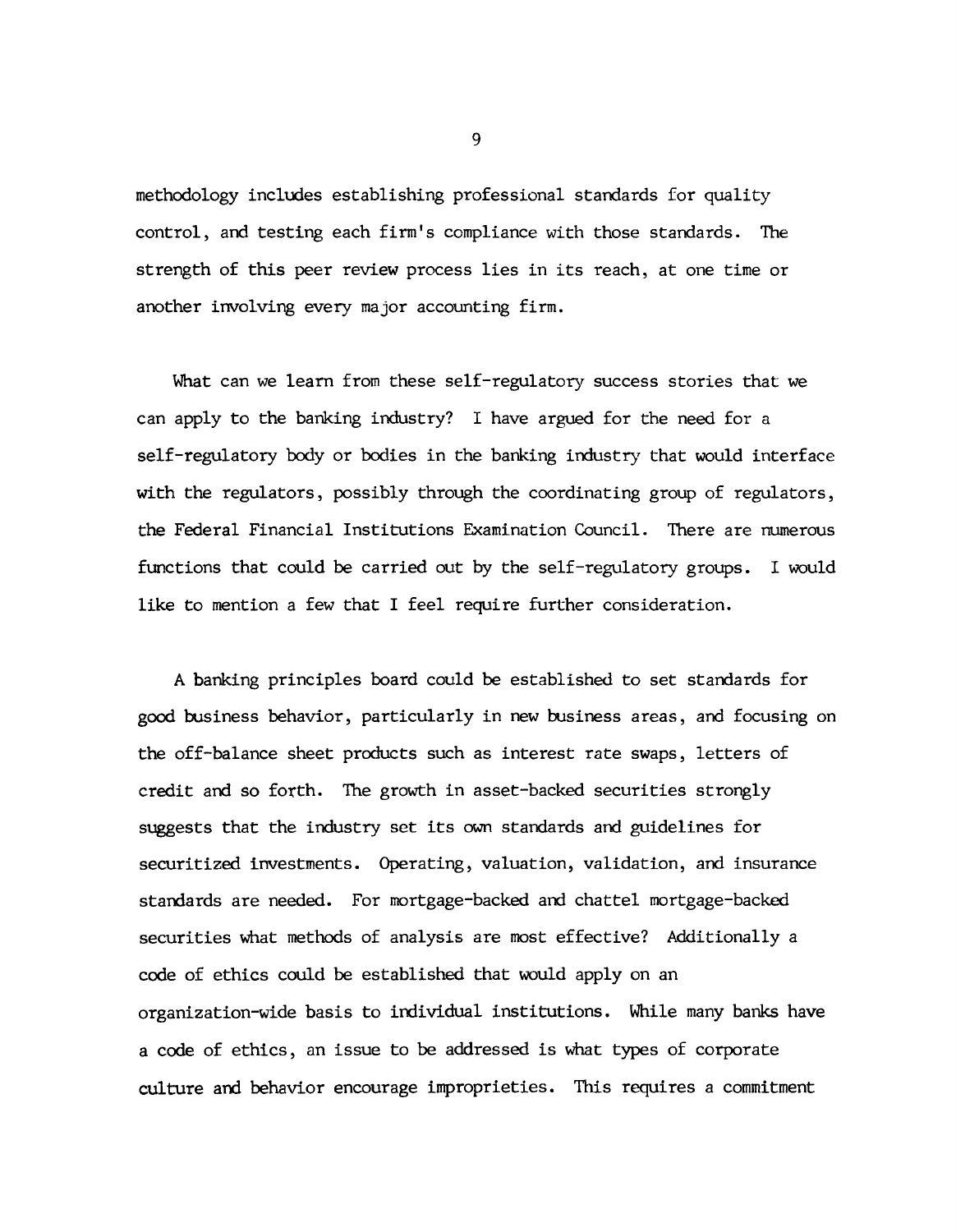methodology includes establishing professional standards for quality control, and testing each firm's compliance with those standards. The strength of this peer review process lies in its reach, at one time or another involving every major accounting firm.

What can we learn from these self-regulatory success stories that we can apply to the banking industry? I have argued for the need for a self-regulatory body or bodies in the banking industry that would interface with the regulators, possibly through the coordinating group of regulators, the Federal Financial Institutions Examination Council. There are numerous functions that could be carried out by the self-regulatory groups. I would like to mention a few that I feel require further consideration.

A banking principles board could be established to set standards for good business behavior, particularly in new business areas, and focusing on the off-balance sheet products such as interest rate swaps, letters of credit and so forth. The growth in asset-backed securities strongly suggests that the industry set its own standards and guidelines for securitized investments. Operating, valuation, validation, and insurance standards are needed. For mortgage-backed and chattel mortgage-backed securities what methods of analysis are most effective? Additionally a code of ethics could be established that would apply on an organization-wide basis to individual institutions. While many banks have a code of ethics, an issue to be addressed is what types of corporate culture and behavior encourage improprieties. This requires a commitment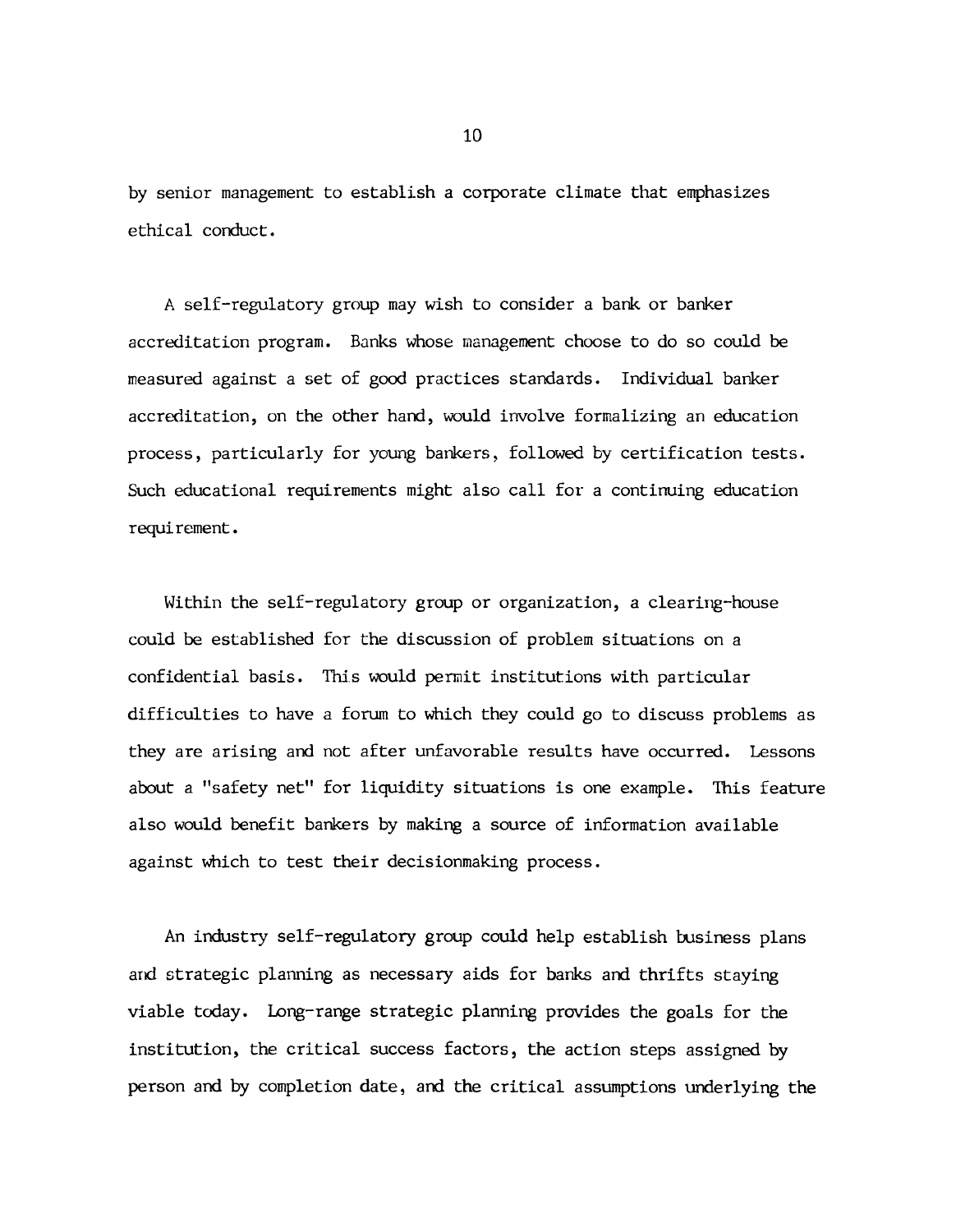by senior management to establish a corporate climate that emphasizes ethical conduct.

A self-regulatory group may wish to consider a bank or banker accreditation program. Banks whose management choose to do so could be measured against a set of good practices standards. Individual banker accreditation, on the other hand, would involve formalizing an education process, particularly for young bankers, followed by certification tests. Such educational requirements might also call for a continuing education requirement.

Within the self-regulatory group or organization, a clearing-house could be established for the discussion of problem situations on a confidential basis. This would permit institutions with particular difficulties to have a forum to which they could go to discuss problems as they are arising and not after unfavorable results have occurred. Lessons about a "safety net" for liquidity situations is one example. This feature also would benefit bankers by making a source of information available against which to test their decisionmaking process.

An industry self-regulatory group could help establish business plans and strategic planning as necessary aids for banks and thrifts staying viable today. Long-range strategic planning provides the goals for the institution, the critical success factors, the action steps assigned by person and by completion date, and the critical assumptions underlying the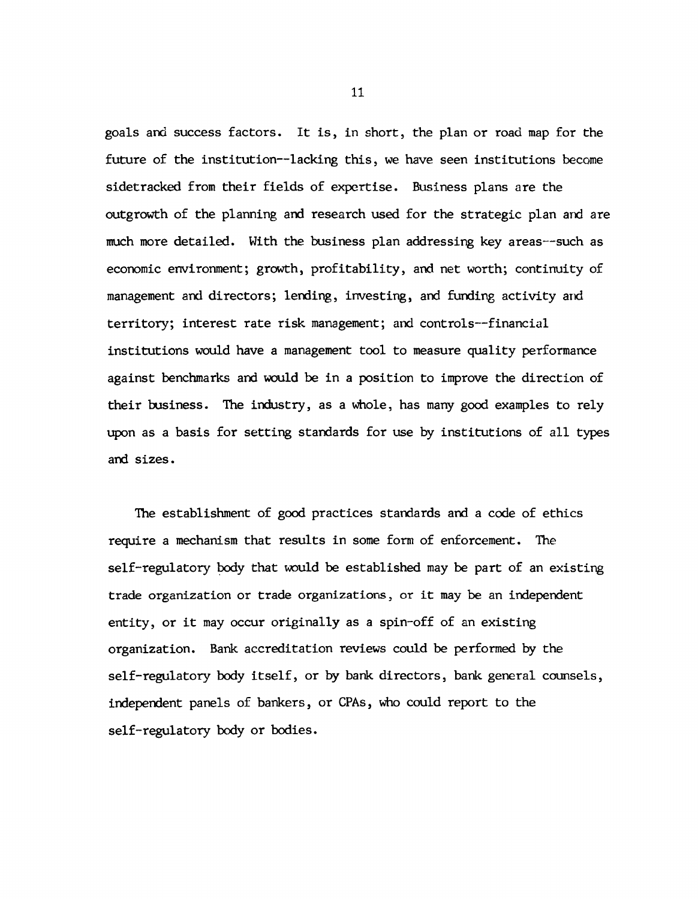goals and success factors. It is, in short, the plan or road map for the future of the institution--lacking this, we have seen institutions become sidetracked from their fields of expertise. Business plans are the outgrowth of the planning and research used for the strategic plan and are much more detailed. With the business plan addressing key areas--such as economic environment; growth, profitability, and net worth; continuity of management and directors; lending, investing, and funding activity and territory; interest rate risk management; and controls--financial institutions would have a management tool to measure quality performance against benchmarks and would be in a position to improve the direction of their business. The industry, as a whole, has many good examples to rely upon as a basis for setting standards for use by institutions of all types and sizes.

The establishment of good practices standards and a code of ethics require a mechanism that results in some form of enforcement. The self-regulatory body that would be established may be part of an existing trade organization or trade organizations, or it may be an independent entity, or it may occur originally as a spin-off of an existing organization. Bank accreditation reviews could be performed by the self-regulatory body itself, or by bank directors, bank general counsels, independent panels of bankers, or CPAs, who could report to the self-regulatory body or bodies.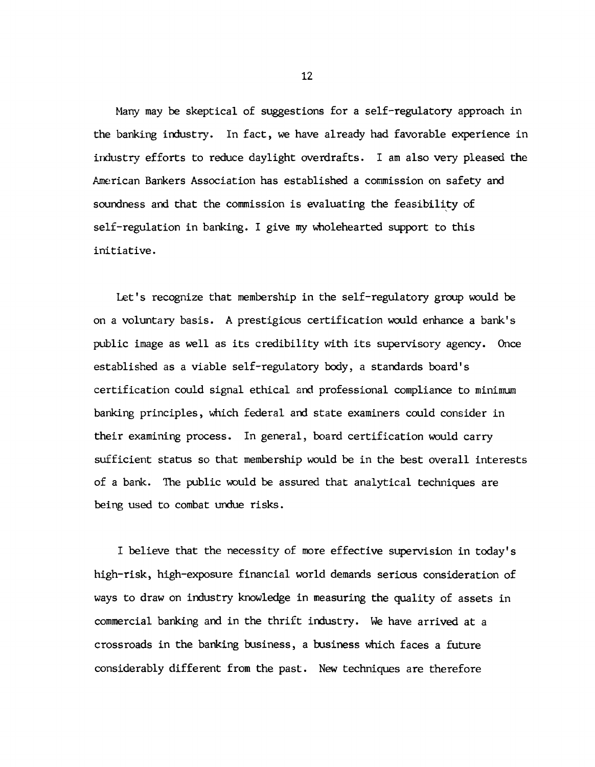Many may be skeptical of suggestions for a self-regulatory approach in the banking industry. In fact, we have already had favorable experience in industry efforts to reduce daylight overdrafts. I am also very pleased the American Bankers Association has established a commission on safety and soundness and that the commission is evaluating the feasibility of self-regulation in banking. I give my wholehearted support to this initiative.

Let's recognize that membership in the self-regulatory group would be on a voluntary basis. A prestigious certification would enhance a bank's public image as well as its credibility with its supervisory agency. Once established as a viable self-regulatory body, a standards board's certification could signal ethical and professional compliance to minimum banking principles, which federal and state examiners could consider in their examining process. In general, board certification would carry sufficient status so that membership would be in the best overall interests of a bank. The public would be assured that analytical techniques are being used to combat undue risks.

I believe that the necessity of more effective supervision in today's high-risk, high-exposure financial world demands serious consideration of ways to draw on industry knowledge in measuring the quality of assets in commercial banking and in the thrift industry. We have arrived at a crossroads in the banking business, a business which faces a future considerably different from the past. New techniques are therefore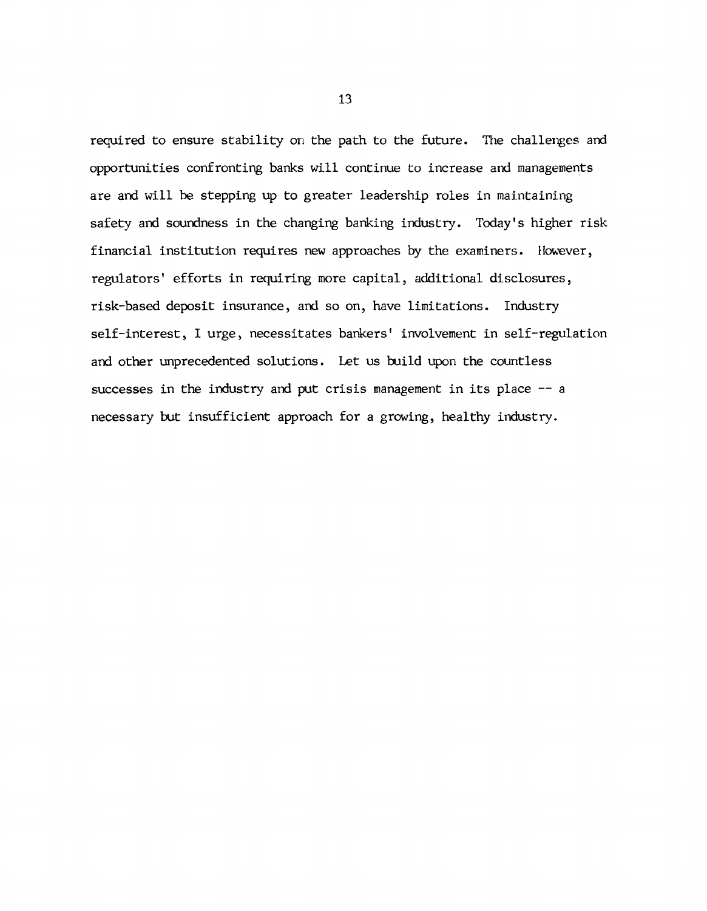required to ensure stability on the path to the future. The challenges and opportunities confronting banks will continue to increase and managements are and will be stepping up to greater leadership roles in maintaining safety and soundness in the changing banking industry. Today's higher risk financial institution requires new approaches by the examiners. However, regulators' efforts in requiring more capital, additional disclosures, risk-based deposit insurance, and so on, have limitations. Industry self-interest, I urge, necessitates bankers' involvement in self-regulation and other unprecedented solutions. Let us build upon the countless successes in the industry and put crisis management in its place -- a necessary but insufficient approach for a growing, healthy industry.